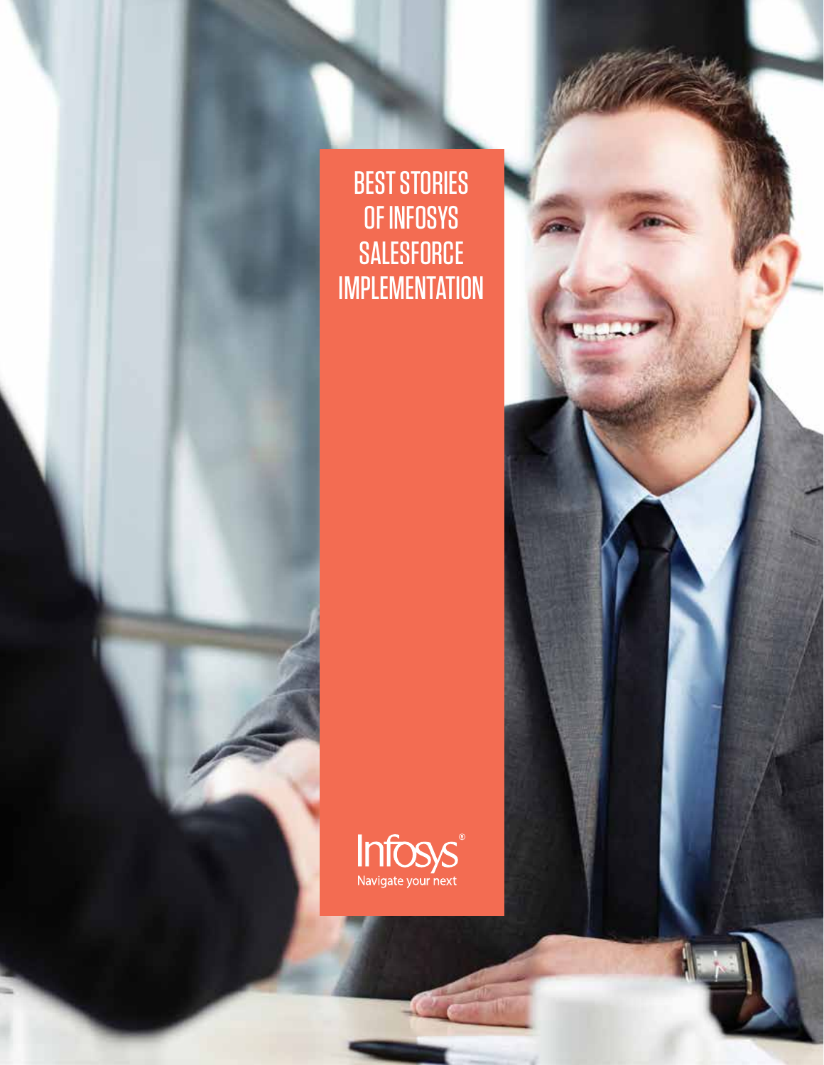# BEST STORIES OF INFOSYS SALESFORCE IMPLEMENTATION

Infosys®
Navigate your next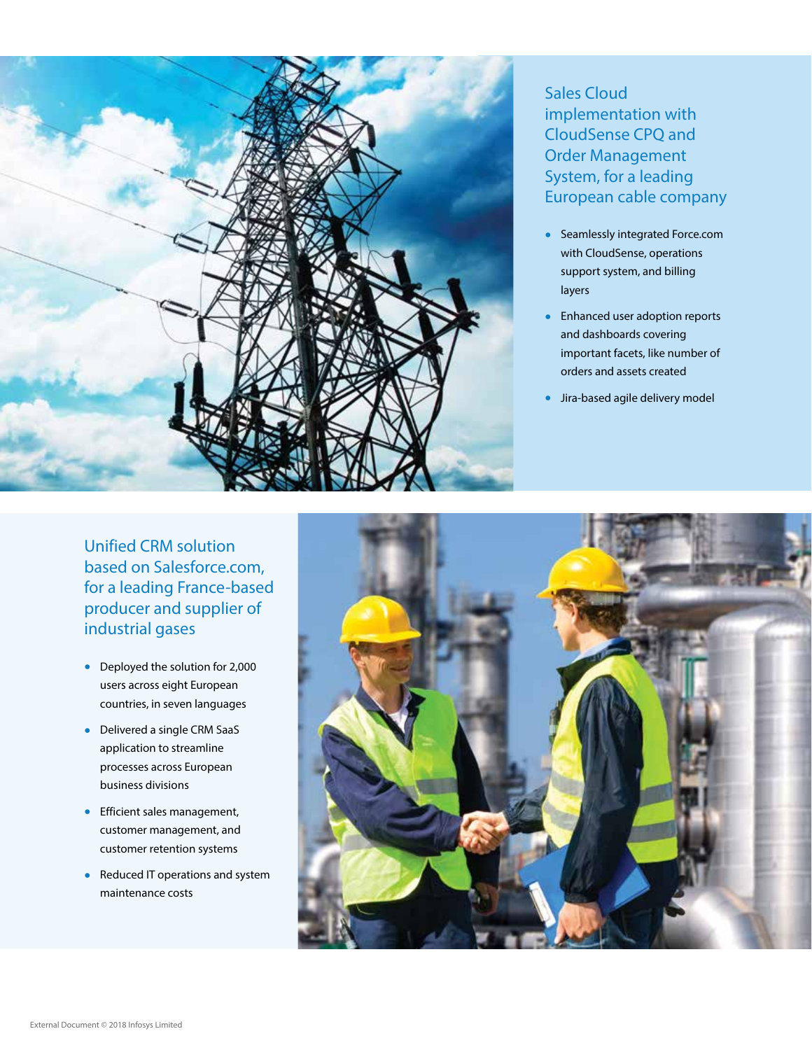## Sales Cloud implementation with CloudSense CPQ and Order Management System, for a leading European cable company

- Seamlessly integrated Force.com with CloudSense, operations support system, and billing layers
- Enhanced user adoption reports and dashboards covering important facets, like number of orders and assets created
- Jira-based agile delivery model

## Unified CRM solution based on Salesforce.com, for a leading France-based producer and supplier of industrial gases

- Deployed the solution for 2,000 users across eight European countries, in seven languages
- Delivered a single CRM SaaS application to streamline processes across European business divisions
- Efficient sales management, customer management, and customer retention systems
- Reduced IT operations and system maintenance costs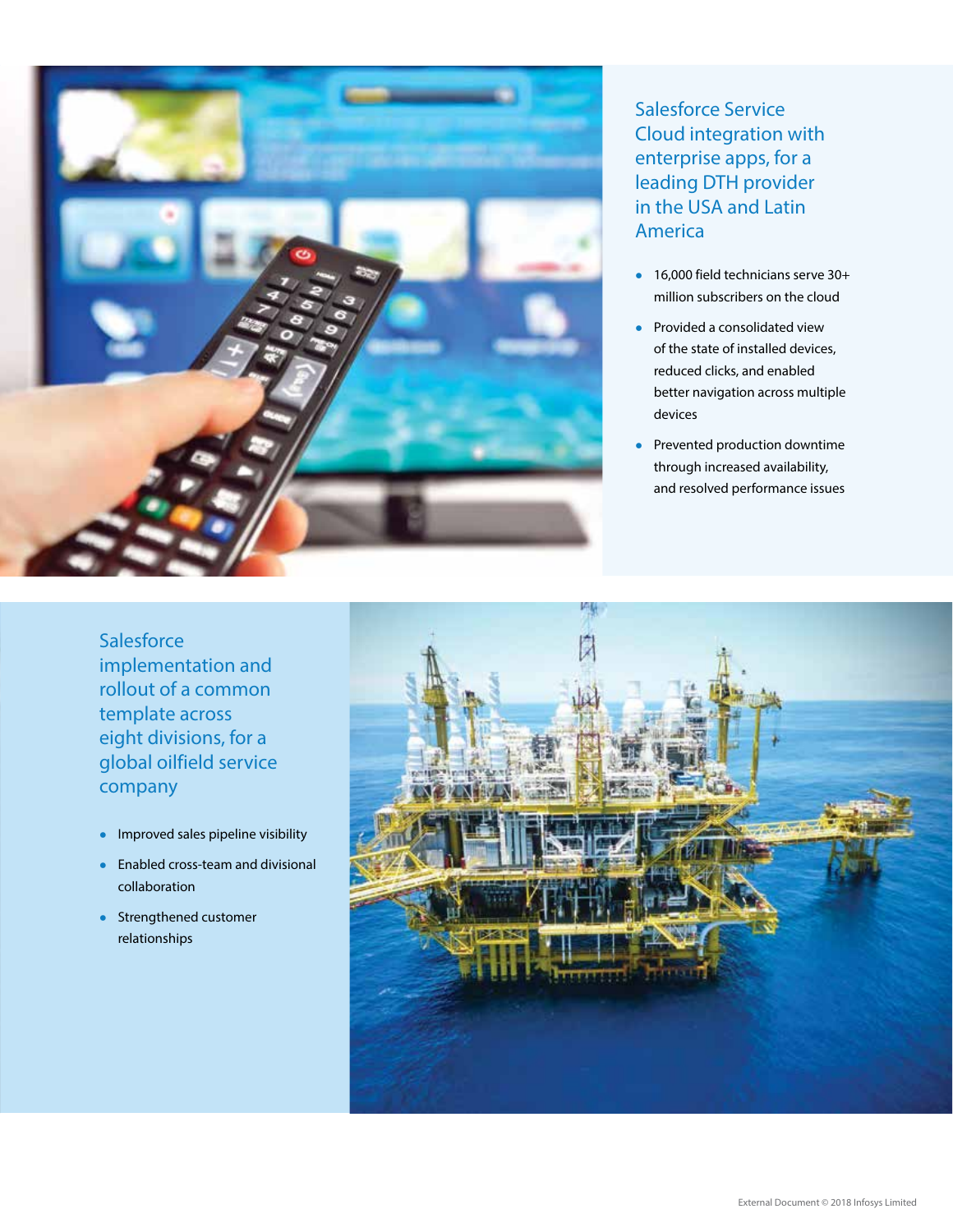## Salesforce Service Cloud integration with enterprise apps, for a leading DTH provider in the USA and Latin America

- 16,000 field technicians serve 30+ million subscribers on the cloud
- Provided a consolidated view of the state of installed devices, reduced clicks, and enabled better navigation across multiple devices
- Prevented production downtime through increased availability, and resolved performance issues

## Salesforce implementation and rollout of a common template across eight divisions, for a global oilfield service company

- Improved sales pipeline visibility
- Enabled cross-team and divisional collaboration
- Strengthened customer relationships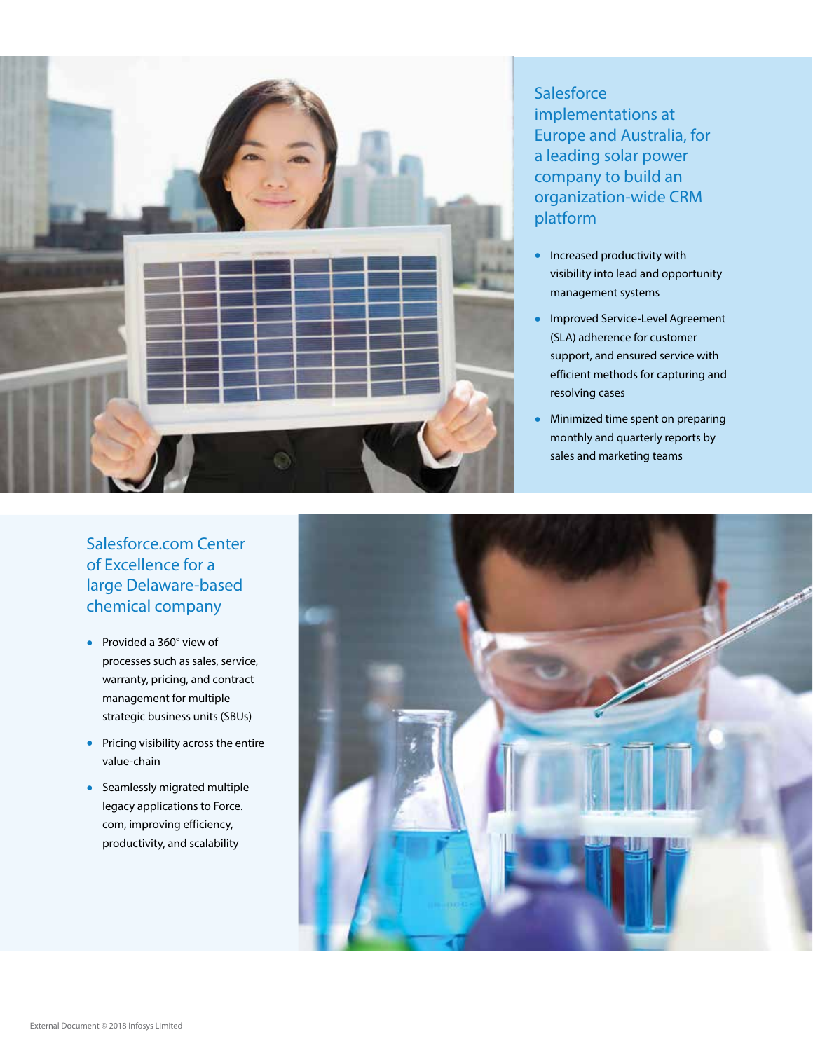## Salesforce implementations at Europe and Australia, for a leading solar power company to build an organization-wide CRM platform

- Increased productivity with visibility into lead and opportunity management systems
- Improved Service-Level Agreement (SLA) adherence for customer support, and ensured service with efficient methods for capturing and resolving cases
- Minimized time spent on preparing monthly and quarterly reports by sales and marketing teams

## Salesforce.com Center of Excellence for a large Delaware-based chemical company

- Provided a 360° view of processes such as sales, service, warranty, pricing, and contract management for multiple strategic business units (SBUs)
- Pricing visibility across the entire value-chain
- Seamlessly migrated multiple legacy applications to Force.com, improving efficiency, productivity, and scalability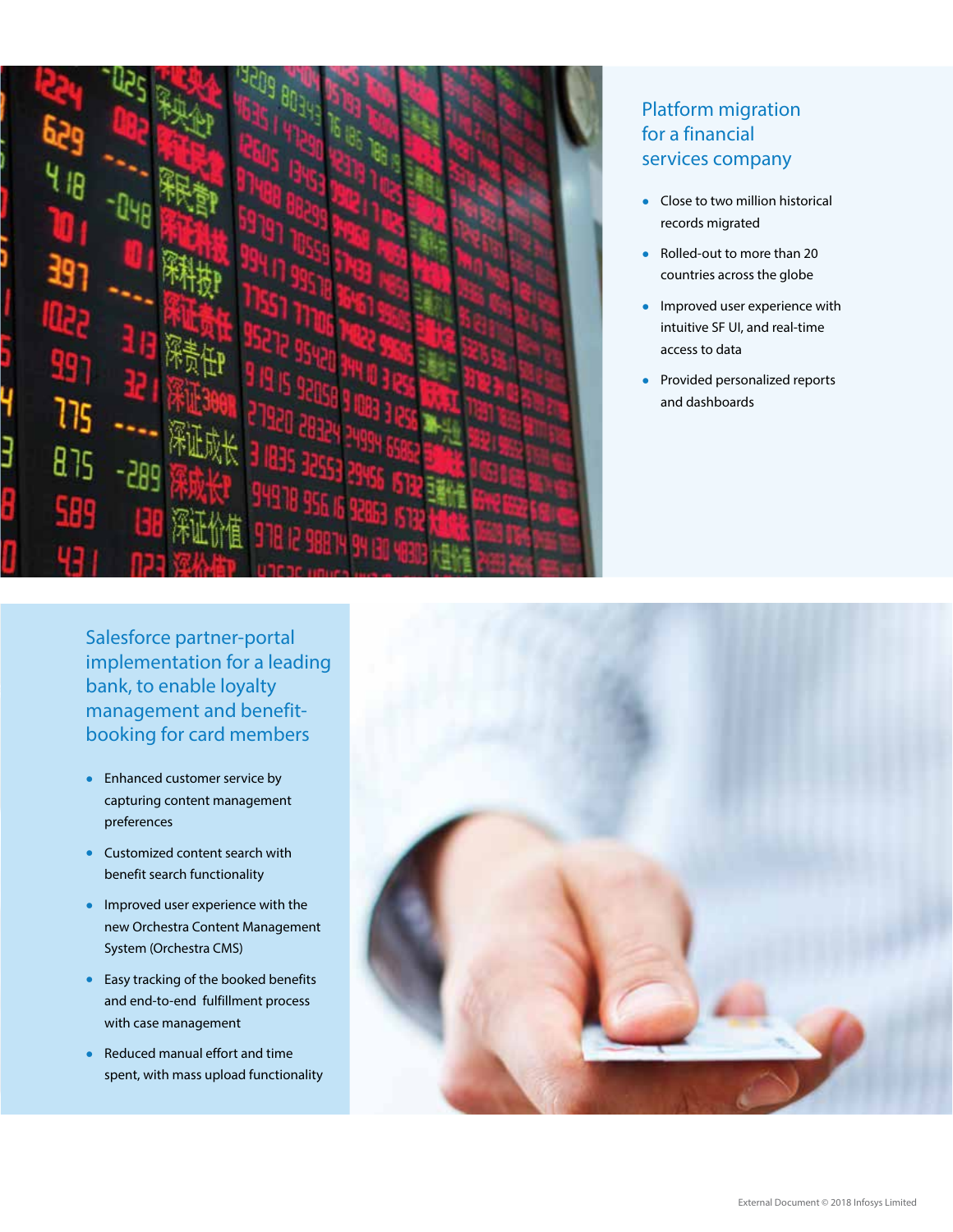## Platform migration for a financial services company

- Close to two million historical records migrated
- Rolled-out to more than 20 countries across the globe
- Improved user experience with intuitive SF UI, and real-time access to data
- Provided personalized reports and dashboards

## Salesforce partner-portal implementation for a leading bank, to enable loyalty management and benefit-booking for card members

- Enhanced customer service by capturing content management preferences
- Customized content search with benefit search functionality
- Improved user experience with the new Orchestra Content Management System (Orchestra CMS)
- Easy tracking of the booked benefits and end-to-end fulfillment process with case management
- Reduced manual effort and time spent, with mass upload functionality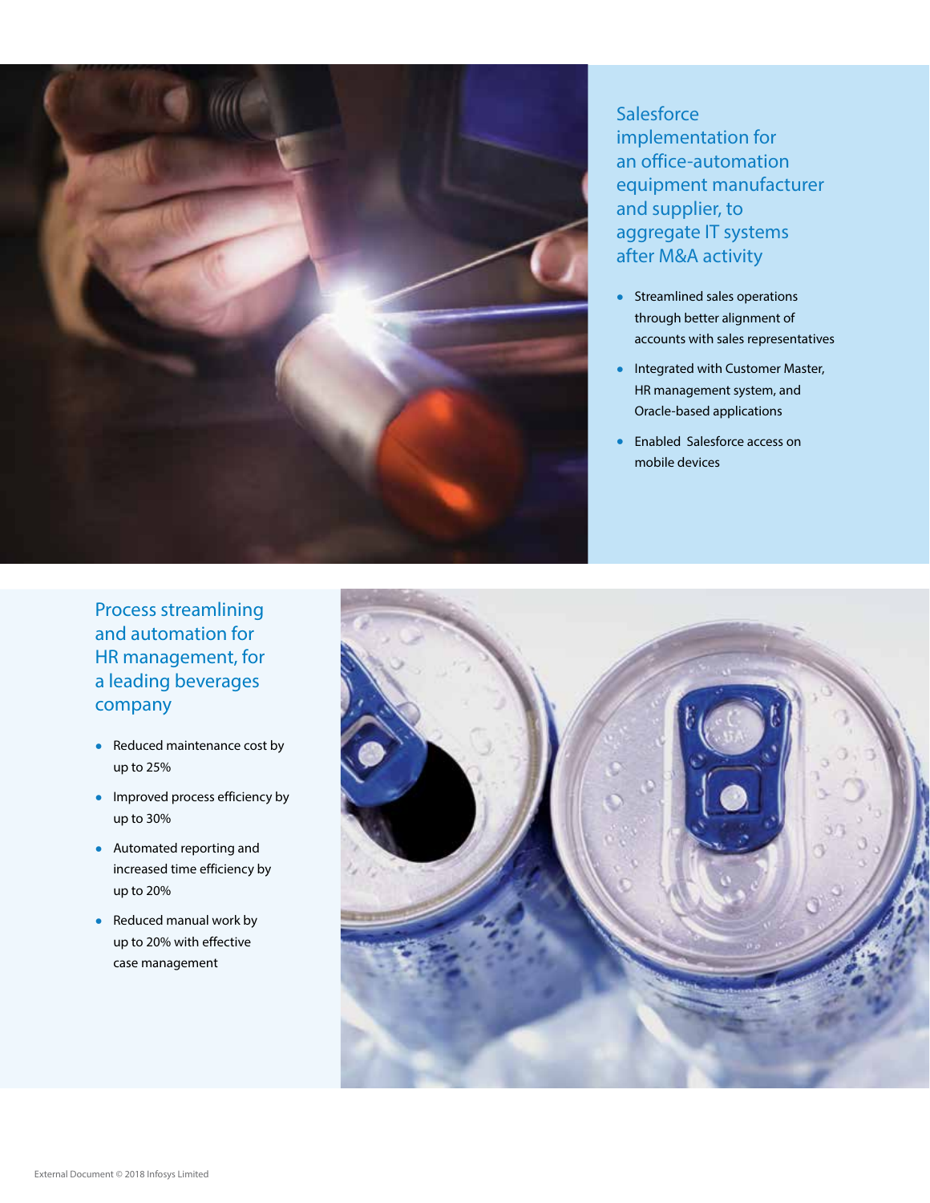## Salesforce implementation for an office-automation equipment manufacturer and supplier, to aggregate IT systems after M&A activity

- Streamlined sales operations through better alignment of accounts with sales representatives
- Integrated with Customer Master, HR management system, and Oracle-based applications
- Enabled Salesforce access on mobile devices

## Process streamlining and automation for HR management, for a leading beverages company

- Reduced maintenance cost by up to 25%
- Improved process efficiency by up to 30%
- Automated reporting and increased time efficiency by up to 20%
- Reduced manual work by up to 20% with effective case management

External Document © 2018 Infosys Limited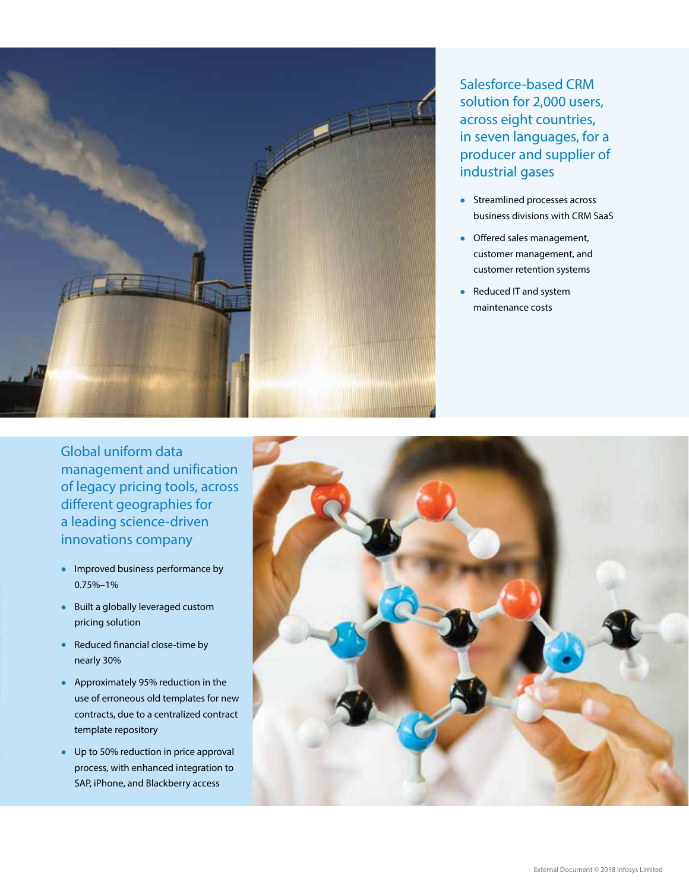## Salesforce-based CRM solution for 2,000 users, across eight countries, in seven languages, for a producer and supplier of industrial gases

- Streamlined processes across business divisions with CRM SaaS
- Offered sales management, customer management, and customer retention systems
- Reduced IT and system maintenance costs

## Global uniform data management and unification of legacy pricing tools, across different geographies for a leading science-driven innovations company

- Improved business performance by 0.75%–1%
- Built a globally leveraged custom pricing solution
- Reduced financial close-time by nearly 30%
- Approximately 95% reduction in the use of erroneous old templates for new contracts, due to a centralized contract template repository
- Up to 50% reduction in price approval process, with enhanced integration to SAP, iPhone, and Blackberry access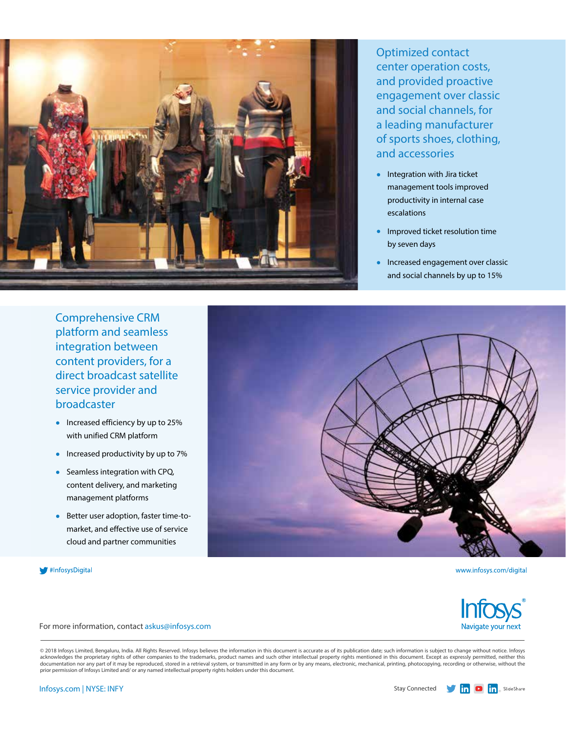## Optimized contact center operation costs, and provided proactive engagement over classic and social channels, for a leading manufacturer of sports shoes, clothing, and accessories

- Integration with Jira ticket management tools improved productivity in internal case escalations
- Improved ticket resolution time by seven days
- Increased engagement over classic and social channels by up to 15%

## Comprehensive CRM platform and seamless integration between content providers, for a direct broadcast satellite service provider and broadcaster

- Increased efficiency by up to 25% with unified CRM platform
- Increased productivity by up to 7%
- Seamless integration with CPQ, content delivery, and marketing management platforms
- Better user adoption, faster time-to-market, and effective use of service cloud and partner communities

#InfosysDigital

www.infosys.com/digital

For more information, contact askus@infosys.com

Infosys® Navigate your next

© 2018 Infosys Limited, Bengaluru, India. All Rights Reserved. Infosys believes the information in this document is accurate as of its publication date; such information is subject to change without notice. Infosys acknowledges the proprietary rights of other companies to the trademarks, product names and such other intellectual property rights mentioned in this document. Except as expressly permitted, neither this documentation nor any part of it may be reproduced, stored in a retrieval system, or transmitted in any form or by any means, electronic, mechanical, printing, photocopying, recording or otherwise, without the prior permission of Infosys Limited and/ or any named intellectual property rights holders under this document.

Infosys.com | NYSE: INFY

Stay Connected